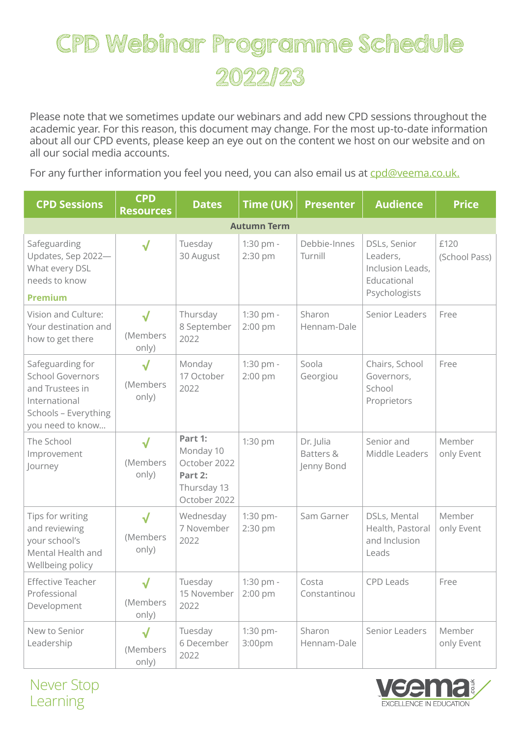# CPD Webinar Programme Schedule 2022/23

Please note that we sometimes update our webinars and add new CPD sessions throughout the academic year. For this reason, this document may change. For the most up-to-date information about all our CPD events, please keep an eye out on the content we host on our website and on all our social media accounts.

For any further information you feel you need, you can also email us at cpd@veema.co.uk.

| CPD Sessions | CPD Resources | Dates | Time (UK) | Presenter | Audience | Price |
|---|---|---|---|---|---|---|
| **Autumn Term** | | | | | | |
| Safeguarding Updates, Sep 2022—What every DSL needs to know **Premium** | √ | Tuesday 30 August | 1:30 pm - 2:30 pm | Debbie-Innes Turnill | DSLs, Senior Leaders, Inclusion Leads, Educational Psychologists | £120 (School Pass) |
| Vision and Culture: Your destination and how to get there | √ (Members only) | Thursday 8 September 2022 | 1:30 pm - 2:00 pm | Sharon Hennam-Dale | Senior Leaders | Free |
| Safeguarding for School Governors and Trustees in International Schools – Everything you need to know... | √ (Members only) | Monday 17 October 2022 | 1:30 pm - 2:00 pm | Soola Georgiou | Chairs, School Governors, School Proprietors | Free |
| The School Improvement Journey | √ (Members only) | **Part 1:** Monday 10 October 2022 **Part 2:** Thursday 13 October 2022 | 1:30 pm | Dr. Julia Batters & Jenny Bond | Senior and Middle Leaders | Member only Event |
| Tips for writing and reviewing your school's Mental Health and Wellbeing policy | √ (Members only) | Wednesday 7 November 2022 | 1:30 pm- 2:30 pm | Sam Garner | DSLs, Mental Health, Pastoral and Inclusion Leads | Member only Event |
| Effective Teacher Professional Development | √ (Members only) | Tuesday 15 November 2022 | 1:30 pm - 2:00 pm | Costa Constantinou | CPD Leads | Free |
| New to Senior Leadership | √ (Members only) | Tuesday 6 December 2022 | 1:30 pm- 3:00pm | Sharon Hennam-Dale | Senior Leaders | Member only Event |

Never Stop Learning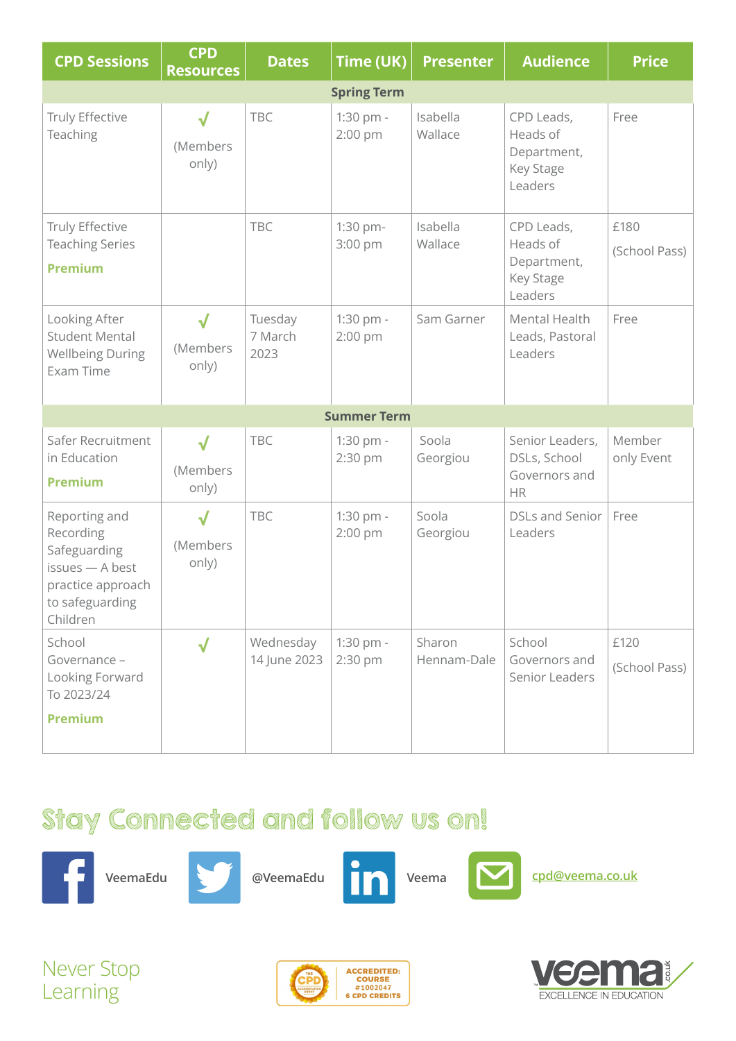| CPD Sessions | CPD Resources | Dates | Time (UK) | Presenter | Audience | Price |
|---|---|---|---|---|---|---|
| **Spring Term** | | | | | | |
| Truly Effective Teaching | √ (Members only) | TBC | 1:30 pm - 2:00 pm | Isabella Wallace | CPD Leads, Heads of Department, Key Stage Leaders | Free |
| Truly Effective Teaching Series **Premium** | | TBC | 1:30 pm- 3:00 pm | Isabella Wallace | CPD Leads, Heads of Department, Key Stage Leaders | £180 (School Pass) |
| Looking After Student Mental Wellbeing During Exam Time | √ (Members only) | Tuesday 7 March 2023 | 1:30 pm - 2:00 pm | Sam Garner | Mental Health Leads, Pastoral Leaders | Free |
| **Summer Term** | | | | | | |
| Safer Recruitment in Education **Premium** | √ (Members only) | TBC | 1:30 pm - 2:30 pm | Soola Georgiou | Senior Leaders, DSLs, School Governors and HR | Member only Event |
| Reporting and Recording Safeguarding issues — A best practice approach to safeguarding Children | √ (Members only) | TBC | 1:30 pm - 2:00 pm | Soola Georgiou | DSLs and Senior Leaders | Free |
| School Governance – Looking Forward To 2023/24 **Premium** | √ | Wednesday 14 June 2023 | 1:30 pm - 2:30 pm | Sharon Hennam-Dale | School Governors and Senior Leaders | £120 (School Pass) |

## Stay Connected and follow us on!

VeemaEdu

@VeemaEdu

Veema

cpd@veema.co.uk

Never Stop Learning

ACCREDITED: COURSE #1002047 6 CPD CREDITS

veema.co.uk EXCELLENCE IN EDUCATION